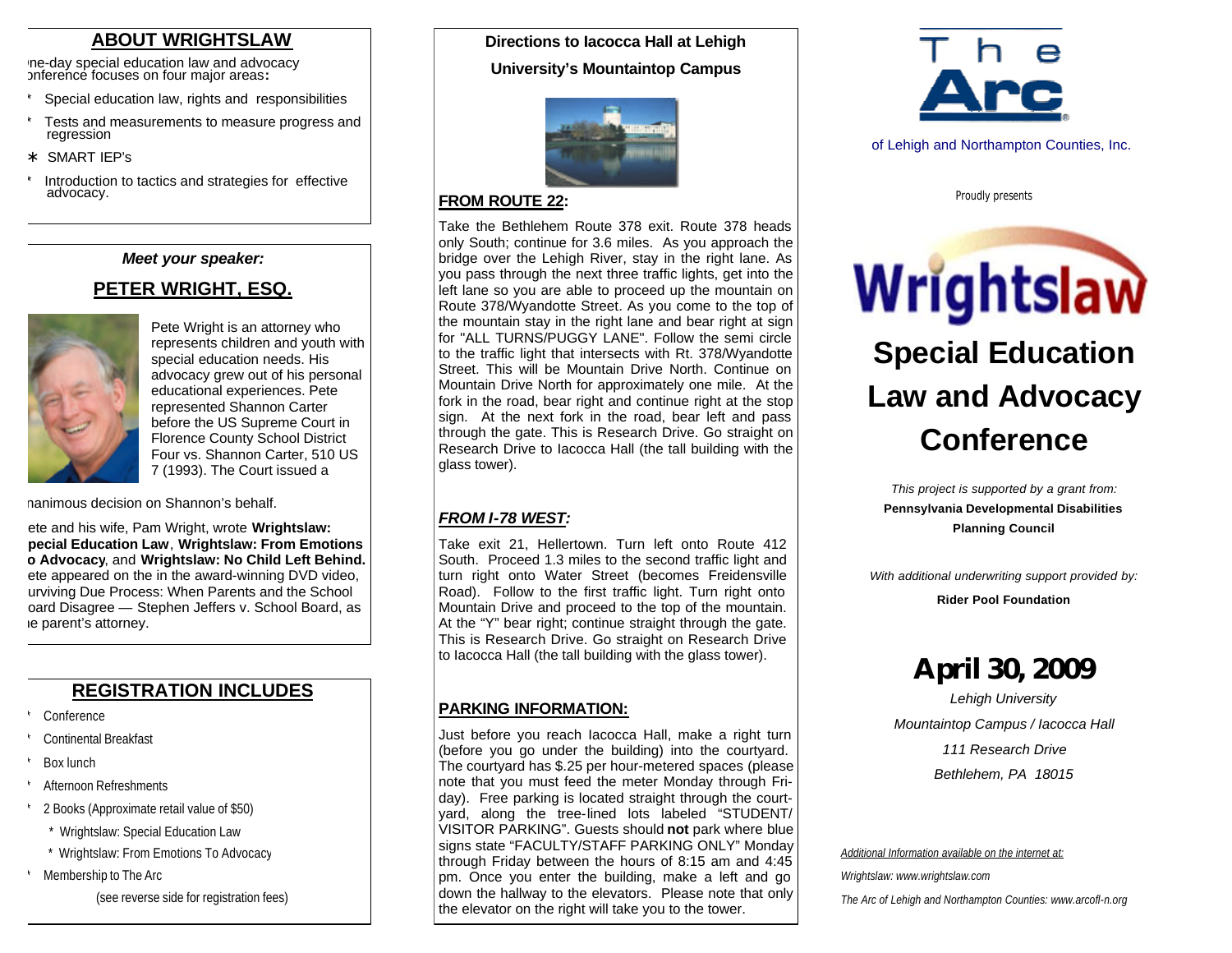## ABOUT WRIGHTSLAW

ne-day special education law and advocacy onference focuses on four major areas:

- Special education law, rights and responsibilities
- Tests and measurements to measure progress and regression
- SMART IEP's
- Introduction to tactics and strategies for effective advocacy.

***Meet your speaker:***

## PETER WRIGHT, ESQ.

Pete Wright is an attorney who represents children and youth with special education needs. His advocacy grew out of his personal educational experiences. Pete represented Shannon Carter before the US Supreme Court in Florence County School District Four vs. Shannon Carter, 510 US 7 (1993). The Court issued a nanimous decision on Shannon's behalf.

ete and his wife, Pam Wright, wrote **Wrightslaw: pecial Education Law**, **Wrightslaw: From Emotions o Advocacy**, and **Wrightslaw: No Child Left Behind.** ete appeared on the in the award-winning DVD video, urviving Due Process: When Parents and the School oard Disagree — Stephen Jeffers v. School Board, as e parent's attorney.

## REGISTRATION INCLUDES

- Conference
- Continental Breakfast
- Box lunch
- Afternoon Refreshments
- 2 Books (Approximate retail value of $50)
  - * Wrightslaw: Special Education Law
  - * Wrightslaw: From Emotions To Advocacy
- Membership to The Arc

(see reverse side for registration fees)

**Directions to Iacocca Hall at Lehigh University's Mountaintop Campus**

**FROM ROUTE 22:**

Take the Bethlehem Route 378 exit. Route 378 heads only South; continue for 3.6 miles. As you approach the bridge over the Lehigh River, stay in the right lane. As you pass through the next three traffic lights, get into the left lane so you are able to proceed up the mountain on Route 378/Wyandotte Street. As you come to the top of the mountain stay in the right lane and bear right at sign for "ALL TURNS/PUGGY LANE". Follow the semi circle to the traffic light that intersects with Rt. 378/Wyandotte Street. This will be Mountain Drive North. Continue on Mountain Drive North for approximately one mile. At the fork in the road, bear right and continue right at the stop sign. At the next fork in the road, bear left and pass through the gate. This is Research Drive. Go straight on Research Drive to Iacocca Hall (the tall building with the glass tower).

***FROM I-78 WEST:***

Take exit 21, Hellertown. Turn left onto Route 412 South. Proceed 1.3 miles to the second traffic light and turn right onto Water Street (becomes Freidensville Road). Follow to the first traffic light. Turn right onto Mountain Drive and proceed to the top of the mountain. At the "Y" bear right; continue straight through the gate. This is Research Drive. Go straight on Research Drive to Iacocca Hall (the tall building with the glass tower).

**PARKING INFORMATION:**

Just before you reach Iacocca Hall, make a right turn (before you go under the building) into the courtyard. The courtyard has $.25 per hour-metered spaces (please note that you must feed the meter Monday through Friday. Free parking is located straight through the courtyard, along the tree-lined lots labeled "STUDENT/ VISITOR PARKING". Guests should **not** park where blue signs state "FACULTY/STAFF PARKING ONLY" Monday through Friday between the hours of 8:15 am and 4:45 pm. Once you enter the building, make a left and go down the hallway to the elevators. Please note that only the elevator on the right will take you to the tower.

The Arc

of Lehigh and Northampton Counties, Inc.

Proudly presents

Wrightslaw

# Special Education Law and Advocacy Conference

*This project is supported by a grant from:*

**Pennsylvania Developmental Disabilities Planning Council**

*With additional underwriting support provided by:*

**Rider Pool Foundation**

# April 30, 2009

*Lehigh University*

*Mountaintop Campus / Iacocca Hall*

*111 Research Drive*

*Bethlehem, PA 18015*

*Additional Information available on the internet at:*

*Wrightslaw: www.wrightslaw.com*

*The Arc of Lehigh and Northampton Counties: www.arcofl-n.org*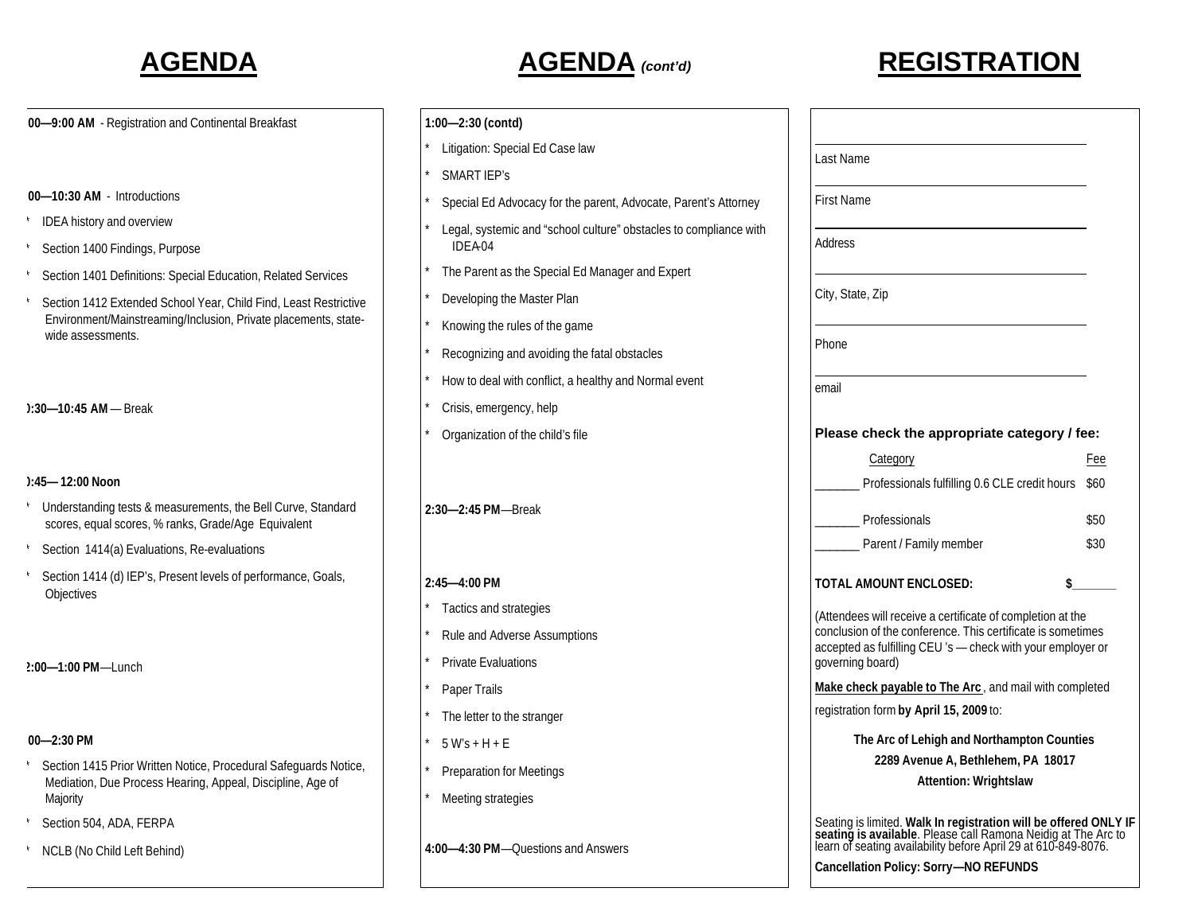# AGENDA

**00—9:00 AM** - Registration and Continental Breakfast

**00—10:30 AM** - Introductions

- IDEA history and overview
- Section 1400 Findings, Purpose
- Section 1401 Definitions: Special Education, Related Services
- Section 1412 Extended School Year, Child Find, Least Restrictive Environment/Mainstreaming/Inclusion, Private placements, state-wide assessments.

**):30—10:45 AM** — Break

**):45— 12:00 Noon**

- Understanding tests & measurements, the Bell Curve, Standard scores, equal scores, % ranks, Grade/Age Equivalent
- Section 1414(a) Evaluations, Re-evaluations
- Section 1414 (d) IEP's, Present levels of performance, Goals, Objectives

**2:00—1:00 PM**—Lunch

**00—2:30 PM**

- Section 1415 Prior Written Notice, Procedural Safeguards Notice, Mediation, Due Process Hearing, Appeal, Discipline, Age of Majority
- Section 504, ADA, FERPA
- NCLB (No Child Left Behind)

# AGENDA *(cont'd)*

**1:00—2:30 (contd)**

* Litigation: Special Ed Case law
* SMART IEP's
* Special Ed Advocacy for the parent, Advocate, Parent's Attorney
* Legal, systemic and "school culture" obstacles to compliance with IDEA-04
* The Parent as the Special Ed Manager and Expert
* Developing the Master Plan
* Knowing the rules of the game
* Recognizing and avoiding the fatal obstacles
* How to deal with conflict, a healthy and Normal event
* Crisis, emergency, help
* Organization of the child's file

**2:30—2:45 PM**—Break

**2:45—4:00 PM**

* Tactics and strategies
* Rule and Adverse Assumptions
* Private Evaluations
* Paper Trails
* The letter to the stranger
* 5 W's + H + E
* Preparation for Meetings
* Meeting strategies

**4:00—4:30 PM**—Questions and Answers

# REGISTRATION

Last Name ______________________________

First Name ______________________________

Address ______________________________

City, State, Zip ______________________________

Phone ______________________________

email ______________________________

**Please check the appropriate category / fee:**

| | Category | Fee |
|---|---|---|
| _______ | Professionals fulfilling 0.6 CLE credit hours | $60 |
| _______ | Professionals | $50 |
| _______ | Parent / Family member | $30 |

**TOTAL AMOUNT ENCLOSED: $_______**

(Attendees will receive a certificate of completion at the conclusion of the conference. This certificate is sometimes accepted as fulfilling CEU 's — check with your employer or governing board)

**Make check payable to The Arc**, and mail with completed registration form **by April 15, 2009** to:

**The Arc of Lehigh and Northampton Counties**
**2289 Avenue A, Bethlehem, PA 18017**
**Attention: Wrightslaw**

Seating is limited. **Walk In registration will be offered ONLY IF seating is available**. Please call Ramona Neidig at The Arc to learn of seating availability before April 29 at 610-849-8076.

**Cancellation Policy: Sorry—NO REFUNDS**